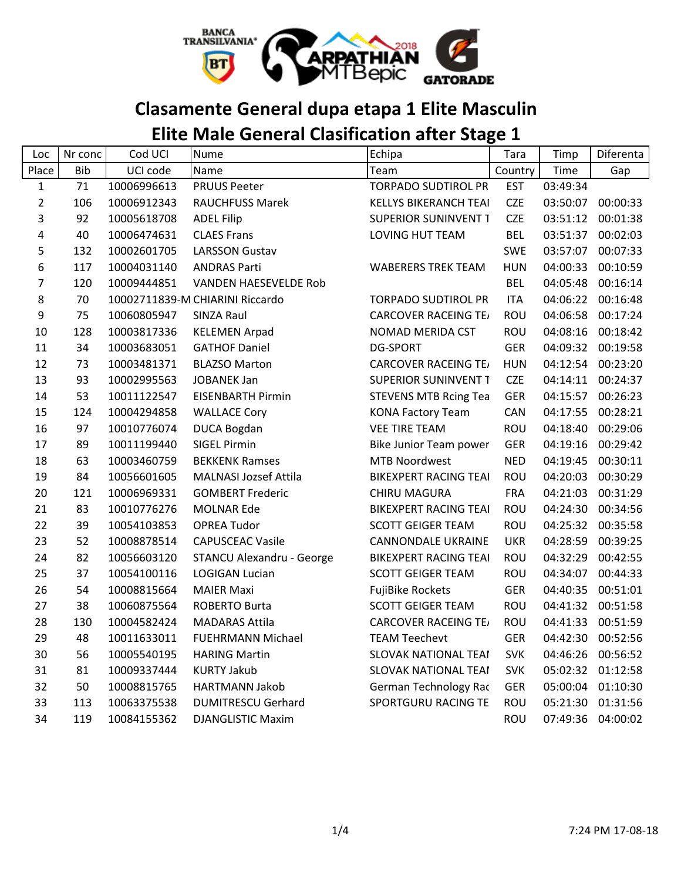# Clasamente General dupa etapa 1 Elite Masculin

# Elite Male General Clasification after Stage 1

| Loc | Nr conc | Cod UCI | Nume | Echipa | Tara | Timp | Diferenta |
|---|---|---|---|---|---|---|---|
| Place | Bib | UCI code | Name | Team | Country | Time | Gap |
| 1 | 71 | 10006996613 | PRUUS Peeter | TORPADO SUDTIROL PR | EST | 03:49:34 | |
| 2 | 106 | 10006912343 | RAUCHFUSS Marek | KELLYS BIKERANCH TEAI | CZE | 03:50:07 | 00:00:33 |
| 3 | 92 | 10005618708 | ADEL Filip | SUPERIOR SUNINVENT T | CZE | 03:51:12 | 00:01:38 |
| 4 | 40 | 10006474631 | CLAES Frans | LOVING HUT TEAM | BEL | 03:51:37 | 00:02:03 |
| 5 | 132 | 10002601705 | LARSSON Gustav | | SWE | 03:57:07 | 00:07:33 |
| 6 | 117 | 10004031140 | ANDRAS Parti | WABERERS TREK TEAM | HUN | 04:00:33 | 00:10:59 |
| 7 | 120 | 10009444851 | VANDEN HAESEVELDE Rob | | BEL | 04:05:48 | 00:16:14 |
| 8 | 70 | 10002711839-M | CHIARINI Riccardo | TORPADO SUDTIROL PR | ITA | 04:06:22 | 00:16:48 |
| 9 | 75 | 10060805947 | SINZA Raul | CARCOVER RACEING TE/ | ROU | 04:06:58 | 00:17:24 |
| 10 | 128 | 10003817336 | KELEMEN Arpad | NOMAD MERIDA CST | ROU | 04:08:16 | 00:18:42 |
| 11 | 34 | 10003683051 | GATHOF Daniel | DG-SPORT | GER | 04:09:32 | 00:19:58 |
| 12 | 73 | 10003481371 | BLAZSO Marton | CARCOVER RACEING TE/ | HUN | 04:12:54 | 00:23:20 |
| 13 | 93 | 10002995563 | JOBANEK Jan | SUPERIOR SUNINVENT T | CZE | 04:14:11 | 00:24:37 |
| 14 | 53 | 10011122547 | EISENBARTH Pirmin | STEVENS MTB Rcing Tea | GER | 04:15:57 | 00:26:23 |
| 15 | 124 | 10004294858 | WALLACE Cory | KONA Factory Team | CAN | 04:17:55 | 00:28:21 |
| 16 | 97 | 10010776074 | DUCA Bogdan | VEE TIRE TEAM | ROU | 04:18:40 | 00:29:06 |
| 17 | 89 | 10011199440 | SIGEL Pirmin | Bike Junior Team power | GER | 04:19:16 | 00:29:42 |
| 18 | 63 | 10003460759 | BEKKENK Ramses | MTB Noordwest | NED | 04:19:45 | 00:30:11 |
| 19 | 84 | 10056601605 | MALNASI Jozsef Attila | BIKEXPERT RACING TEAI | ROU | 04:20:03 | 00:30:29 |
| 20 | 121 | 10006969331 | GOMBERT Frederic | CHIRU MAGURA | FRA | 04:21:03 | 00:31:29 |
| 21 | 83 | 10010776276 | MOLNAR Ede | BIKEXPERT RACING TEAI | ROU | 04:24:30 | 00:34:56 |
| 22 | 39 | 10054103853 | OPREA Tudor | SCOTT GEIGER TEAM | ROU | 04:25:32 | 00:35:58 |
| 23 | 52 | 10008878514 | CAPUSCEAC Vasile | CANNONDALE UKRAINE | UKR | 04:28:59 | 00:39:25 |
| 24 | 82 | 10056603120 | STANCU Alexandru - George | BIKEXPERT RACING TEAI | ROU | 04:32:29 | 00:42:55 |
| 25 | 37 | 10054100116 | LOGIGAN Lucian | SCOTT GEIGER TEAM | ROU | 04:34:07 | 00:44:33 |
| 26 | 54 | 10008815664 | MAIER Maxi | FujiBike Rockets | GER | 04:40:35 | 00:51:01 |
| 27 | 38 | 10060875564 | ROBERTO Burta | SCOTT GEIGER TEAM | ROU | 04:41:32 | 00:51:58 |
| 28 | 130 | 10004582424 | MADARAS Attila | CARCOVER RACEING TE/ | ROU | 04:41:33 | 00:51:59 |
| 29 | 48 | 10011633011 | FUEHRMANN Michael | TEAM Teechevt | GER | 04:42:30 | 00:52:56 |
| 30 | 56 | 10005540195 | HARING Martin | SLOVAK NATIONAL TEAI | SVK | 04:46:26 | 00:56:52 |
| 31 | 81 | 10009337444 | KURTY Jakub | SLOVAK NATIONAL TEAI | SVK | 05:02:32 | 01:12:58 |
| 32 | 50 | 10008815765 | HARTMANN Jakob | German Technology Rac | GER | 05:00:04 | 01:10:30 |
| 33 | 113 | 10063375538 | DUMITRESCU Gerhard | SPORTGURU RACING TE | ROU | 05:21:30 | 01:31:56 |
| 34 | 119 | 10084155362 | DJANGLISTIC Maxim | | ROU | 07:49:36 | 04:00:02 |

7:24 PM 17-08-18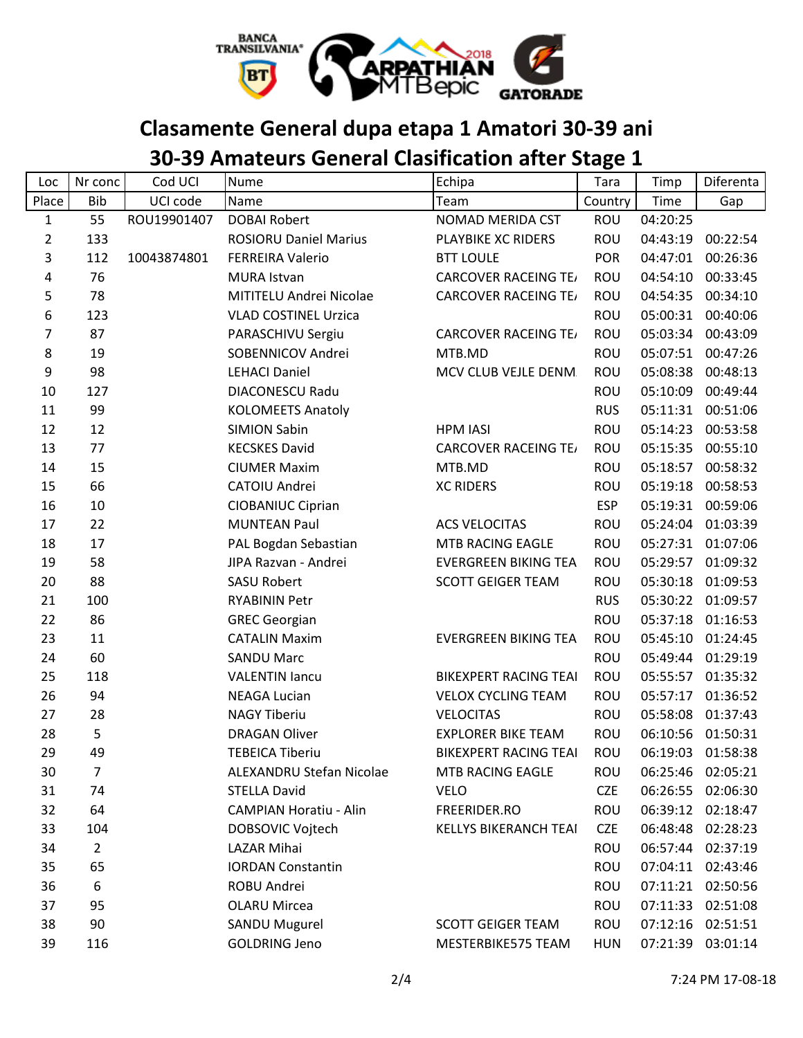# Clasamente General dupa etapa 1 Amatori 30-39 ani

# 30-39 Amateurs General Clasification after Stage 1

| Loc | Nr conc | Cod UCI | Nume | Echipa | Tara | Timp | Diferenta |
|---|---|---|---|---|---|---|---|
| Place | Bib | UCI code | Name | Team | Country | Time | Gap |
| 1 | 55 | ROU19901407 | DOBAI Robert | NOMAD MERIDA CST | ROU | 04:20:25 | |
| 2 | 133 | | ROSIORU Daniel Marius | PLAYBIKE XC RIDERS | ROU | 04:43:19 | 00:22:54 |
| 3 | 112 | 10043874801 | FERREIRA Valerio | BTT LOULE | POR | 04:47:01 | 00:26:36 |
| 4 | 76 | | MURA Istvan | CARCOVER RACEING TE/ | ROU | 04:54:10 | 00:33:45 |
| 5 | 78 | | MITITELU Andrei Nicolae | CARCOVER RACEING TE/ | ROU | 04:54:35 | 00:34:10 |
| 6 | 123 | | VLAD COSTINEL Urzica | | ROU | 05:00:31 | 00:40:06 |
| 7 | 87 | | PARASCHIVU Sergiu | CARCOVER RACEING TE/ | ROU | 05:03:34 | 00:43:09 |
| 8 | 19 | | SOBENNICOV Andrei | MTB.MD | ROU | 05:07:51 | 00:47:26 |
| 9 | 98 | | LEHACI Daniel | MCV CLUB VEJLE DENM. | ROU | 05:08:38 | 00:48:13 |
| 10 | 127 | | DIACONESCU Radu | | ROU | 05:10:09 | 00:49:44 |
| 11 | 99 | | KOLOMEETS Anatoly | | RUS | 05:11:31 | 00:51:06 |
| 12 | 12 | | SIMION Sabin | HPM IASI | ROU | 05:14:23 | 00:53:58 |
| 13 | 77 | | KECSKES David | CARCOVER RACEING TE/ | ROU | 05:15:35 | 00:55:10 |
| 14 | 15 | | CIUMER Maxim | MTB.MD | ROU | 05:18:57 | 00:58:32 |
| 15 | 66 | | CATOIU Andrei | XC RIDERS | ROU | 05:19:18 | 00:58:53 |
| 16 | 10 | | CIOBANIUC Ciprian | | ESP | 05:19:31 | 00:59:06 |
| 17 | 22 | | MUNTEAN Paul | ACS VELOCITAS | ROU | 05:24:04 | 01:03:39 |
| 18 | 17 | | PAL Bogdan Sebastian | MTB RACING EAGLE | ROU | 05:27:31 | 01:07:06 |
| 19 | 58 | | JIPA Razvan - Andrei | EVERGREEN BIKING TEA | ROU | 05:29:57 | 01:09:32 |
| 20 | 88 | | SASU Robert | SCOTT GEIGER TEAM | ROU | 05:30:18 | 01:09:53 |
| 21 | 100 | | RYABININ Petr | | RUS | 05:30:22 | 01:09:57 |
| 22 | 86 | | GREC Georgian | | ROU | 05:37:18 | 01:16:53 |
| 23 | 11 | | CATALIN Maxim | EVERGREEN BIKING TEA | ROU | 05:45:10 | 01:24:45 |
| 24 | 60 | | SANDU Marc | | ROU | 05:49:44 | 01:29:19 |
| 25 | 118 | | VALENTIN Iancu | BIKEXPERT RACING TEAI | ROU | 05:55:57 | 01:35:32 |
| 26 | 94 | | NEAGA Lucian | VELOX CYCLING TEAM | ROU | 05:57:17 | 01:36:52 |
| 27 | 28 | | NAGY Tiberiu | VELOCITAS | ROU | 05:58:08 | 01:37:43 |
| 28 | 5 | | DRAGAN Oliver | EXPLORER BIKE TEAM | ROU | 06:10:56 | 01:50:31 |
| 29 | 49 | | TEBEICA Tiberiu | BIKEXPERT RACING TEAI | ROU | 06:19:03 | 01:58:38 |
| 30 | 7 | | ALEXANDRU Stefan Nicolae | MTB RACING EAGLE | ROU | 06:25:46 | 02:05:21 |
| 31 | 74 | | STELLA David | VELO | CZE | 06:26:55 | 02:06:30 |
| 32 | 64 | | CAMPIAN Horatiu - Alin | FREERIDER.RO | ROU | 06:39:12 | 02:18:47 |
| 33 | 104 | | DOBSOVIC Vojtech | KELLYS BIKERANCH TEAI | CZE | 06:48:48 | 02:28:23 |
| 34 | 2 | | LAZAR Mihai | | ROU | 06:57:44 | 02:37:19 |
| 35 | 65 | | IORDAN Constantin | | ROU | 07:04:11 | 02:43:46 |
| 36 | 6 | | ROBU Andrei | | ROU | 07:11:21 | 02:50:56 |
| 37 | 95 | | OLARU Mircea | | ROU | 07:11:33 | 02:51:08 |
| 38 | 90 | | SANDU Mugurel | SCOTT GEIGER TEAM | ROU | 07:12:16 | 02:51:51 |
| 39 | 116 | | GOLDRING Jeno | MESTERBIKE575 TEAM | HUN | 07:21:39 | 03:01:14 |

7:24 PM 17-08-18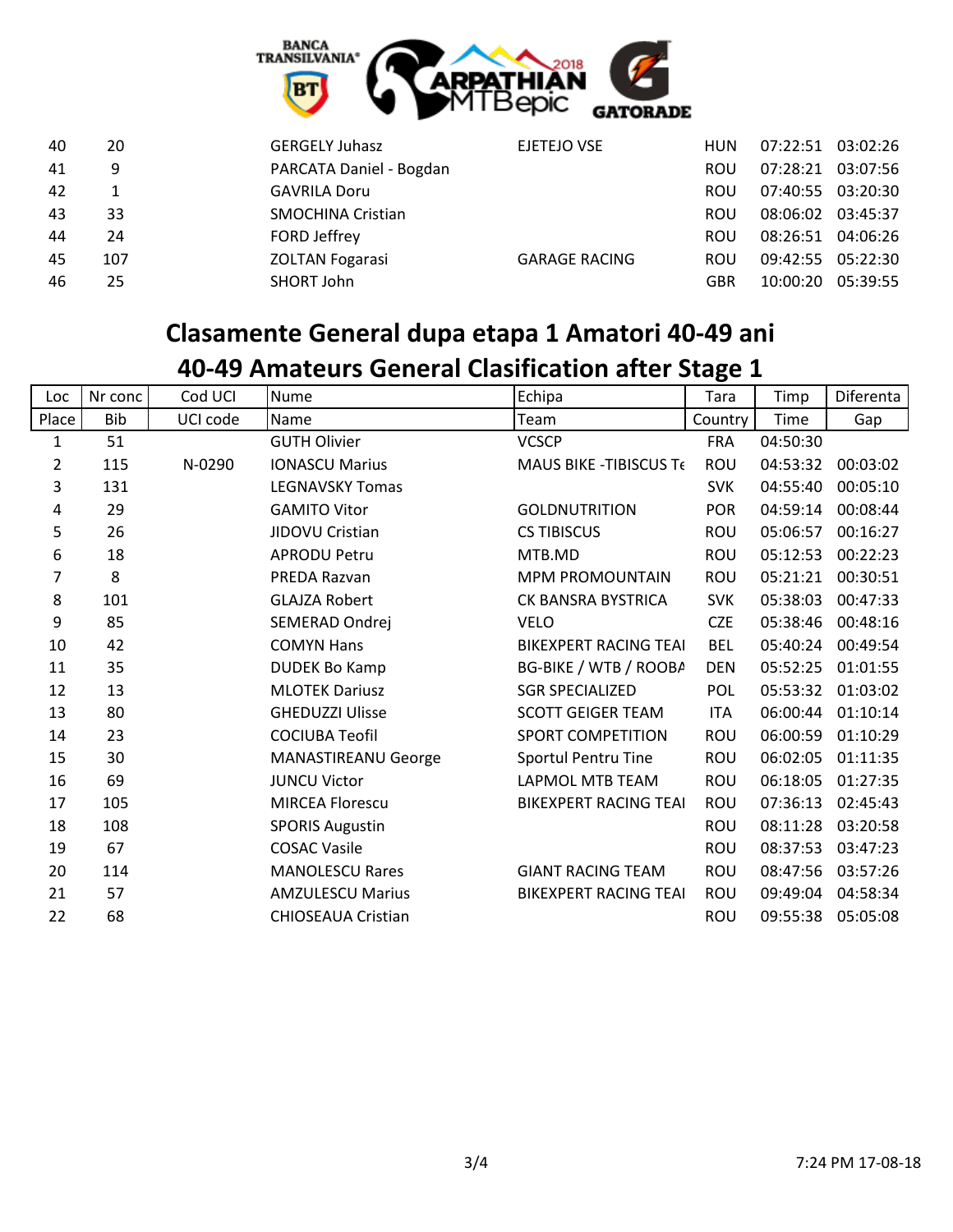| | | | | | | | |
|---|---|---|---|---|---|---|---|
| 40 | 20 | | GERGELY Juhasz | EJETEJO VSE | HUN | 07:22:51 | 03:02:26 |
| 41 | 9 | | PARCATA Daniel - Bogdan | | ROU | 07:28:21 | 03:07:56 |
| 42 | 1 | | GAVRILA Doru | | ROU | 07:40:55 | 03:20:30 |
| 43 | 33 | | SMOCHINA Cristian | | ROU | 08:06:02 | 03:45:37 |
| 44 | 24 | | FORD Jeffrey | | ROU | 08:26:51 | 04:06:26 |
| 45 | 107 | | ZOLTAN Fogarasi | GARAGE RACING | ROU | 09:42:55 | 05:22:30 |
| 46 | 25 | | SHORT John | | GBR | 10:00:20 | 05:39:55 |

## Clasamente General dupa etapa 1 Amatori 40-49 ani
## 40-49 Amateurs General Clasification after Stage 1

| Loc | Nr conc | Cod UCI | Nume | Echipa | Tara | Timp | Diferenta |
|---|---|---|---|---|---|---|---|
| Place | Bib | UCI code | Name | Team | Country | Time | Gap |
| 1 | 51 | | GUTH Olivier | VCSCP | FRA | 04:50:30 | |
| 2 | 115 | N-0290 | IONASCU Marius | MAUS BIKE -TIBISCUS Te | ROU | 04:53:32 | 00:03:02 |
| 3 | 131 | | LEGNAVSKY Tomas | | SVK | 04:55:40 | 00:05:10 |
| 4 | 29 | | GAMITO Vitor | GOLDNUTRITION | POR | 04:59:14 | 00:08:44 |
| 5 | 26 | | JIDOVU Cristian | CS TIBISCUS | ROU | 05:06:57 | 00:16:27 |
| 6 | 18 | | APRODU Petru | MTB.MD | ROU | 05:12:53 | 00:22:23 |
| 7 | 8 | | PREDA Razvan | MPM PROMOUNTAIN | ROU | 05:21:21 | 00:30:51 |
| 8 | 101 | | GLAJZA Robert | CK BANSRA BYSTRICA | SVK | 05:38:03 | 00:47:33 |
| 9 | 85 | | SEMERAD Ondrej | VELO | CZE | 05:38:46 | 00:48:16 |
| 10 | 42 | | COMYN Hans | BIKEXPERT RACING TEAI | BEL | 05:40:24 | 00:49:54 |
| 11 | 35 | | DUDEK Bo Kamp | BG-BIKE / WTB / ROOBA | DEN | 05:52:25 | 01:01:55 |
| 12 | 13 | | MLOTEK Dariusz | SGR SPECIALIZED | POL | 05:53:32 | 01:03:02 |
| 13 | 80 | | GHEDUZZI Ulisse | SCOTT GEIGER TEAM | ITA | 06:00:44 | 01:10:14 |
| 14 | 23 | | COCIUBA Teofil | SPORT COMPETITION | ROU | 06:00:59 | 01:10:29 |
| 15 | 30 | | MANASTIREANU George | Sportul Pentru Tine | ROU | 06:02:05 | 01:11:35 |
| 16 | 69 | | JUNCU Victor | LAPMOL MTB TEAM | ROU | 06:18:05 | 01:27:35 |
| 17 | 105 | | MIRCEA Florescu | BIKEXPERT RACING TEAI | ROU | 07:36:13 | 02:45:43 |
| 18 | 108 | | SPORIS Augustin | | ROU | 08:11:28 | 03:20:58 |
| 19 | 67 | | COSAC Vasile | | ROU | 08:37:53 | 03:47:23 |
| 20 | 114 | | MANOLESCU Rares | GIANT RACING TEAM | ROU | 08:47:56 | 03:57:26 |
| 21 | 57 | | AMZULESCU Marius | BIKEXPERT RACING TEAI | ROU | 09:49:04 | 04:58:34 |
| 22 | 68 | | CHIOSEAUA Cristian | | ROU | 09:55:38 | 05:05:08 |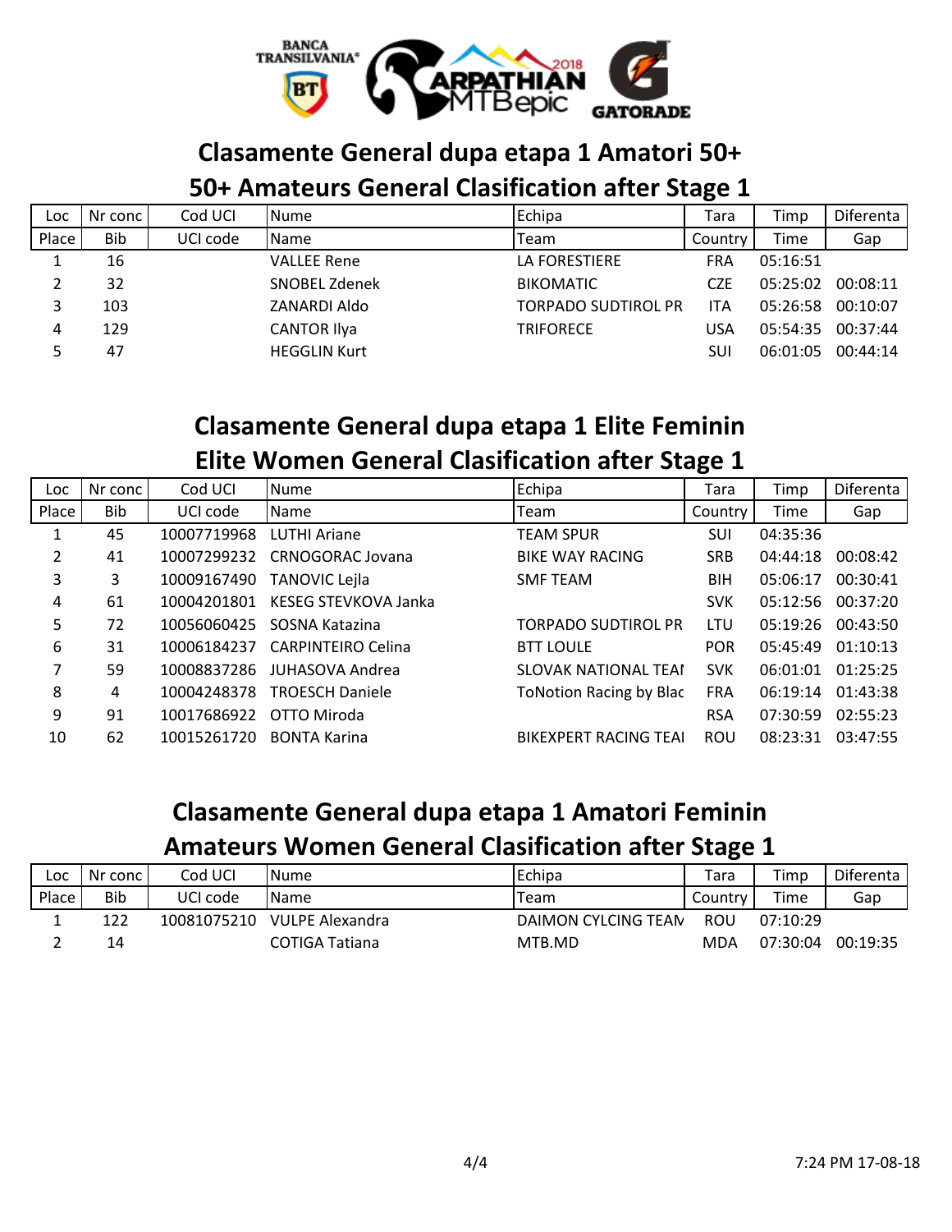## Clasamente General dupa etapa 1 Amatori 50+
## 50+ Amateurs General Clasification after Stage 1

| Loc | Nr conc | Cod UCI | Nume | Echipa | Tara | Timp | Diferenta |
|---|---|---|---|---|---|---|---|
| Place | Bib | UCI code | Name | Team | Country | Time | Gap |
| 1 | 16 | | VALLEE Rene | LA FORESTIERE | FRA | 05:16:51 | |
| 2 | 32 | | SNOBEL Zdenek | BIKOMATIC | CZE | 05:25:02 | 00:08:11 |
| 3 | 103 | | ZANARDI Aldo | TORPADO SUDTIROL PR | ITA | 05:26:58 | 00:10:07 |
| 4 | 129 | | CANTOR Ilya | TRIFORECE | USA | 05:54:35 | 00:37:44 |
| 5 | 47 | | HEGGLIN Kurt | | SUI | 06:01:05 | 00:44:14 |

## Clasamente General dupa etapa 1 Elite Feminin
## Elite Women General Clasification after Stage 1

| Loc | Nr conc | Cod UCI | Nume | Echipa | Tara | Timp | Diferenta |
|---|---|---|---|---|---|---|---|
| Place | Bib | UCI code | Name | Team | Country | Time | Gap |
| 1 | 45 | 10007719968 | LUTHI Ariane | TEAM SPUR | SUI | 04:35:36 | |
| 2 | 41 | 10007299232 | CRNOGORAC Jovana | BIKE WAY RACING | SRB | 04:44:18 | 00:08:42 |
| 3 | 3 | 10009167490 | TANOVIC Lejla | SMF TEAM | BIH | 05:06:17 | 00:30:41 |
| 4 | 61 | 10004201801 | KESEG STEVKOVA Janka | | SVK | 05:12:56 | 00:37:20 |
| 5 | 72 | 10056060425 | SOSNA Katazina | TORPADO SUDTIROL PR | LTU | 05:19:26 | 00:43:50 |
| 6 | 31 | 10006184237 | CARPINTEIRO Celina | BTT LOULE | POR | 05:45:49 | 01:10:13 |
| 7 | 59 | 10008837286 | JUHASOVA Andrea | SLOVAK NATIONAL TEAI | SVK | 06:01:01 | 01:25:25 |
| 8 | 4 | 10004248378 | TROESCH Daniele | ToNotion Racing by Blac | FRA | 06:19:14 | 01:43:38 |
| 9 | 91 | 10017686922 | OTTO Miroda | | RSA | 07:30:59 | 02:55:23 |
| 10 | 62 | 10015261720 | BONTA Karina | BIKEXPERT RACING TEAI | ROU | 08:23:31 | 03:47:55 |

## Clasamente General dupa etapa 1 Amatori Feminin
## Amateurs Women General Clasification after Stage 1

| Loc | Nr conc | Cod UCI | Nume | Echipa | Tara | Timp | Diferenta |
|---|---|---|---|---|---|---|---|
| Place | Bib | UCI code | Name | Team | Country | Time | Gap |
| 1 | 122 | 10081075210 | VULPE Alexandra | DAIMON CYLCING TEAN | ROU | 07:10:29 | |
| 2 | 14 | | COTIGA Tatiana | MTB.MD | MDA | 07:30:04 | 00:19:35 |

7:24 PM 17-08-18